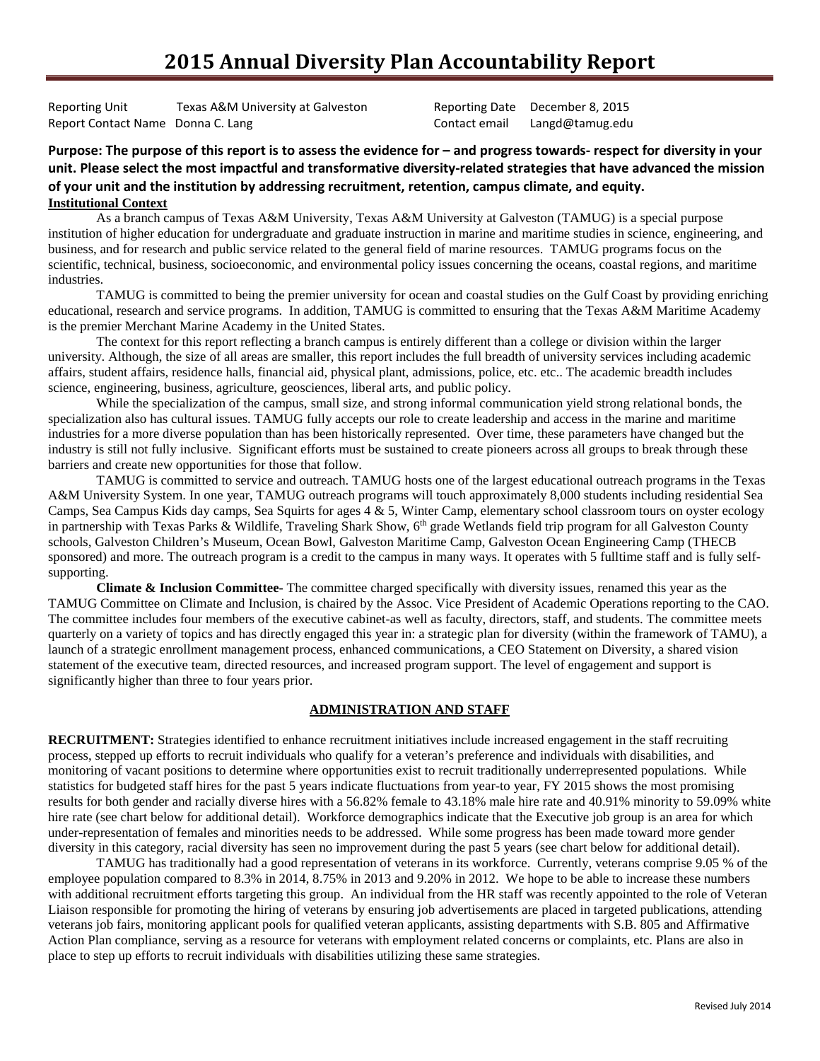# 2015 Annual Diversity Plan Accountability Report

| | | | |
|---|---|---|---|
| Reporting Unit | Texas A&M University at Galveston | Reporting Date | December 8, 2015 |
| Report Contact Name | Donna C. Lang | Contact email | Langd@tamug.edu |

**Purpose: The purpose of this report is to assess the evidence for – and progress towards- respect for diversity in your unit. Please select the most impactful and transformative diversity-related strategies that have advanced the mission of your unit and the institution by addressing recruitment, retention, campus climate, and equity.**

**Institutional Context**

As a branch campus of Texas A&M University, Texas A&M University at Galveston (TAMUG) is a special purpose institution of higher education for undergraduate and graduate instruction in marine and maritime studies in science, engineering, and business, and for research and public service related to the general field of marine resources. TAMUG programs focus on the scientific, technical, business, socioeconomic, and environmental policy issues concerning the oceans, coastal regions, and maritime industries.

TAMUG is committed to being the premier university for ocean and coastal studies on the Gulf Coast by providing enriching educational, research and service programs. In addition, TAMUG is committed to ensuring that the Texas A&M Maritime Academy is the premier Merchant Marine Academy in the United States.

The context for this report reflecting a branch campus is entirely different than a college or division within the larger university. Although, the size of all areas are smaller, this report includes the full breadth of university services including academic affairs, student affairs, residence halls, financial aid, physical plant, admissions, police, etc. etc.. The academic breadth includes science, engineering, business, agriculture, geosciences, liberal arts, and public policy.

While the specialization of the campus, small size, and strong informal communication yield strong relational bonds, the specialization also has cultural issues. TAMUG fully accepts our role to create leadership and access in the marine and maritime industries for a more diverse population than has been historically represented. Over time, these parameters have changed but the industry is still not fully inclusive. Significant efforts must be sustained to create pioneers across all groups to break through these barriers and create new opportunities for those that follow.

TAMUG is committed to service and outreach. TAMUG hosts one of the largest educational outreach programs in the Texas A&M University System. In one year, TAMUG outreach programs will touch approximately 8,000 students including residential Sea Camps, Sea Campus Kids day camps, Sea Squirts for ages 4 & 5, Winter Camp, elementary school classroom tours on oyster ecology in partnership with Texas Parks & Wildlife, Traveling Shark Show, 6th grade Wetlands field trip program for all Galveston County schools, Galveston Children's Museum, Ocean Bowl, Galveston Maritime Camp, Galveston Ocean Engineering Camp (THECB sponsored) and more. The outreach program is a credit to the campus in many ways. It operates with 5 fulltime staff and is fully self-supporting.

**Climate & Inclusion Committee-** The committee charged specifically with diversity issues, renamed this year as the TAMUG Committee on Climate and Inclusion, is chaired by the Assoc. Vice President of Academic Operations reporting to the CAO. The committee includes four members of the executive cabinet-as well as faculty, directors, staff, and students. The committee meets quarterly on a variety of topics and has directly engaged this year in: a strategic plan for diversity (within the framework of TAMU), a launch of a strategic enrollment management process, enhanced communications, a CEO Statement on Diversity, a shared vision statement of the executive team, directed resources, and increased program support. The level of engagement and support is significantly higher than three to four years prior.

## ADMINISTRATION AND STAFF

**RECRUITMENT:** Strategies identified to enhance recruitment initiatives include increased engagement in the staff recruiting process, stepped up efforts to recruit individuals who qualify for a veteran's preference and individuals with disabilities, and monitoring of vacant positions to determine where opportunities exist to recruit traditionally underrepresented populations. While statistics for budgeted staff hires for the past 5 years indicate fluctuations from year-to year, FY 2015 shows the most promising results for both gender and racially diverse hires with a 56.82% female to 43.18% male hire rate and 40.91% minority to 59.09% white hire rate (see chart below for additional detail). Workforce demographics indicate that the Executive job group is an area for which under-representation of females and minorities needs to be addressed. While some progress has been made toward more gender diversity in this category, racial diversity has seen no improvement during the past 5 years (see chart below for additional detail).

TAMUG has traditionally had a good representation of veterans in its workforce. Currently, veterans comprise 9.05 % of the employee population compared to 8.3% in 2014, 8.75% in 2013 and 9.20% in 2012. We hope to be able to increase these numbers with additional recruitment efforts targeting this group. An individual from the HR staff was recently appointed to the role of Veteran Liaison responsible for promoting the hiring of veterans by ensuring job advertisements are placed in targeted publications, attending veterans job fairs, monitoring applicant pools for qualified veteran applicants, assisting departments with S.B. 805 and Affirmative Action Plan compliance, serving as a resource for veterans with employment related concerns or complaints, etc. Plans are also in place to step up efforts to recruit individuals with disabilities utilizing these same strategies.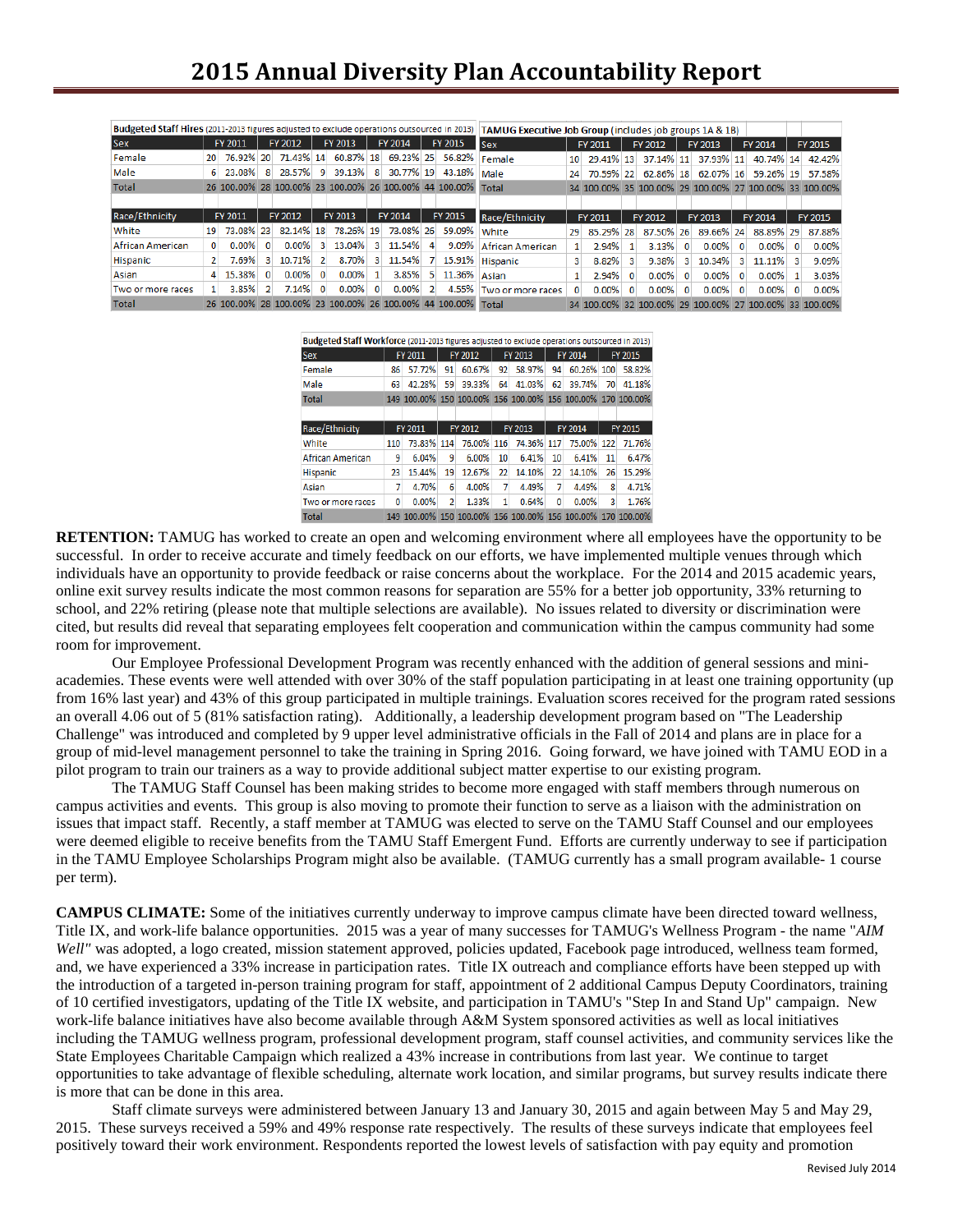# 2015 Annual Diversity Plan Accountability Report

| Budgeted Staff Hires (2011-2013 figures adjusted to exclude operations outsourced in 2013) | | | | | | | | | | |
|---|---|---|---|---|---|---|---|---|---|---|
| Sex | FY 2011 | | FY 2012 | | FY 2013 | | FY 2014 | | FY 2015 | |
| Female | 20 | 76.92% | 20 | 71.43% | 14 | 60.87% | 18 | 69.23% | 25 | 56.82% |
| Male | 6 | 23.08% | 8 | 28.57% | 9 | 39.13% | 8 | 30.77% | 19 | 43.18% |
| Total | 26 | 100.00% | 28 | 100.00% | 23 | 100.00% | 26 | 100.00% | 44 | 100.00% |
| Race/Ethnicity | FY 2011 | | FY 2012 | | FY 2013 | | FY 2014 | | FY 2015 | |
| White | 19 | 73.08% | 23 | 82.14% | 18 | 78.26% | 19 | 73.08% | 26 | 59.09% |
| African American | 0 | 0.00% | 0 | 0.00% | 3 | 13.04% | 3 | 11.54% | 4 | 9.09% |
| Hispanic | 2 | 7.69% | 3 | 10.71% | 2 | 8.70% | 3 | 11.54% | 7 | 15.91% |
| Asian | 4 | 15.38% | 0 | 0.00% | 0 | 0.00% | 1 | 3.85% | 5 | 11.36% |
| Two or more races | 1 | 3.85% | 2 | 7.14% | 0 | 0.00% | 0 | 0.00% | 2 | 4.55% |
| Total | 26 | 100.00% | 28 | 100.00% | 23 | 100.00% | 26 | 100.00% | 44 | 100.00% |

| TAMUG Executive Job Group (includes job groups 1A & 1B) | | | | | | | | | | |
|---|---|---|---|---|---|---|---|---|---|---|
| Sex | FY 2011 | | FY 2012 | | FY 2013 | | FY 2014 | | FY 2015 | |
| Female | 10 | 29.41% | 13 | 37.14% | 11 | 37.93% | 11 | 40.74% | 14 | 42.42% |
| Male | 24 | 70.59% | 22 | 62.86% | 18 | 62.07% | 16 | 59.26% | 19 | 57.58% |
| Total | 34 | 100.00% | 35 | 100.00% | 29 | 100.00% | 27 | 100.00% | 33 | 100.00% |
| Race/Ethnicity | FY 2011 | | FY 2012 | | FY 2013 | | FY 2014 | | FY 2015 | |
| White | 29 | 85.29% | 28 | 87.50% | 26 | 89.66% | 24 | 88.89% | 29 | 87.88% |
| African American | 1 | 2.94% | 1 | 3.13% | 0 | 0.00% | 0 | 0.00% | 0 | 0.00% |
| Hispanic | 3 | 8.82% | 3 | 9.38% | 3 | 10.34% | 3 | 11.11% | 3 | 9.09% |
| Asian | 1 | 2.94% | 0 | 0.00% | 0 | 0.00% | 0 | 0.00% | 1 | 3.03% |
| Two or more races | 0 | 0.00% | 0 | 0.00% | 0 | 0.00% | 0 | 0.00% | 0 | 0.00% |
| Total | 34 | 100.00% | 32 | 100.00% | 29 | 100.00% | 27 | 100.00% | 33 | 100.00% |

| Budgeted Staff Workforce (2011-2013 figures adjusted to exclude operations outsourced in 2013) | | | | | | | | | | |
|---|---|---|---|---|---|---|---|---|---|---|
| Sex | FY 2011 | | FY 2012 | | FY 2013 | | FY 2014 | | FY 2015 | |
| Female | 86 | 57.72% | 91 | 60.67% | 92 | 58.97% | 94 | 60.26% | 100 | 58.82% |
| Male | 63 | 42.28% | 59 | 39.33% | 64 | 41.03% | 62 | 39.74% | 70 | 41.18% |
| Total | 149 | 100.00% | 150 | 100.00% | 156 | 100.00% | 156 | 100.00% | 170 | 100.00% |
| Race/Ethnicity | FY 2011 | | FY 2012 | | FY 2013 | | FY 2014 | | FY 2015 | |
| White | 110 | 73.83% | 114 | 76.00% | 116 | 74.36% | 117 | 75.00% | 122 | 71.76% |
| African American | 9 | 6.04% | 9 | 6.00% | 10 | 6.41% | 10 | 6.41% | 11 | 6.47% |
| Hispanic | 23 | 15.44% | 19 | 12.67% | 22 | 14.10% | 22 | 14.10% | 26 | 15.29% |
| Asian | 7 | 4.70% | 6 | 4.00% | 7 | 4.49% | 7 | 4.49% | 8 | 4.71% |
| Two or more races | 0 | 0.00% | 2 | 1.33% | 1 | 0.64% | 0 | 0.00% | 3 | 1.76% |
| Total | 149 | 100.00% | 150 | 100.00% | 156 | 100.00% | 156 | 100.00% | 170 | 100.00% |

**RETENTION:** TAMUG has worked to create an open and welcoming environment where all employees have the opportunity to be successful. In order to receive accurate and timely feedback on our efforts, we have implemented multiple venues through which individuals have an opportunity to provide feedback or raise concerns about the workplace. For the 2014 and 2015 academic years, online exit survey results indicate the most common reasons for separation are 55% for a better job opportunity, 33% returning to school, and 22% retiring (please note that multiple selections are available). No issues related to diversity or discrimination were cited, but results did reveal that separating employees felt cooperation and communication within the campus community had some room for improvement.

Our Employee Professional Development Program was recently enhanced with the addition of general sessions and mini-academies. These events were well attended with over 30% of the staff population participating in at least one training opportunity (up from 16% last year) and 43% of this group participated in multiple trainings. Evaluation scores received for the program rated sessions an overall 4.06 out of 5 (81% satisfaction rating). Additionally, a leadership development program based on "The Leadership Challenge" was introduced and completed by 9 upper level administrative officials in the Fall of 2014 and plans are in place for a group of mid-level management personnel to take the training in Spring 2016. Going forward, we have joined with TAMU EOD in a pilot program to train our trainers as a way to provide additional subject matter expertise to our existing program.

The TAMUG Staff Counsel has been making strides to become more engaged with staff members through numerous on campus activities and events. This group is also moving to promote their function to serve as a liaison with the administration on issues that impact staff. Recently, a staff member at TAMUG was elected to serve on the TAMU Staff Counsel and our employees were deemed eligible to receive benefits from the TAMU Staff Emergent Fund. Efforts are currently underway to see if participation in the TAMU Employee Scholarships Program might also be available. (TAMUG currently has a small program available- 1 course per term).

**CAMPUS CLIMATE:** Some of the initiatives currently underway to improve campus climate have been directed toward wellness, Title IX, and work-life balance opportunities. 2015 was a year of many successes for TAMUG's Wellness Program - the name "*AIM Well"* was adopted, a logo created, mission statement approved, policies updated, Facebook page introduced, wellness team formed, and, we have experienced a 33% increase in participation rates. Title IX outreach and compliance efforts have been stepped up with the introduction of a targeted in-person training program for staff, appointment of 2 additional Campus Deputy Coordinators, training of 10 certified investigators, updating of the Title IX website, and participation in TAMU's "Step In and Stand Up" campaign. New work-life balance initiatives have also become available through A&M System sponsored activities as well as local initiatives including the TAMUG wellness program, professional development program, staff counsel activities, and community services like the State Employees Charitable Campaign which realized a 43% increase in contributions from last year. We continue to target opportunities to take advantage of flexible scheduling, alternate work location, and similar programs, but survey results indicate there is more that can be done in this area.

Staff climate surveys were administered between January 13 and January 30, 2015 and again between May 5 and May 29, 2015. These surveys received a 59% and 49% response rate respectively. The results of these surveys indicate that employees feel positively toward their work environment. Respondents reported the lowest levels of satisfaction with pay equity and promotion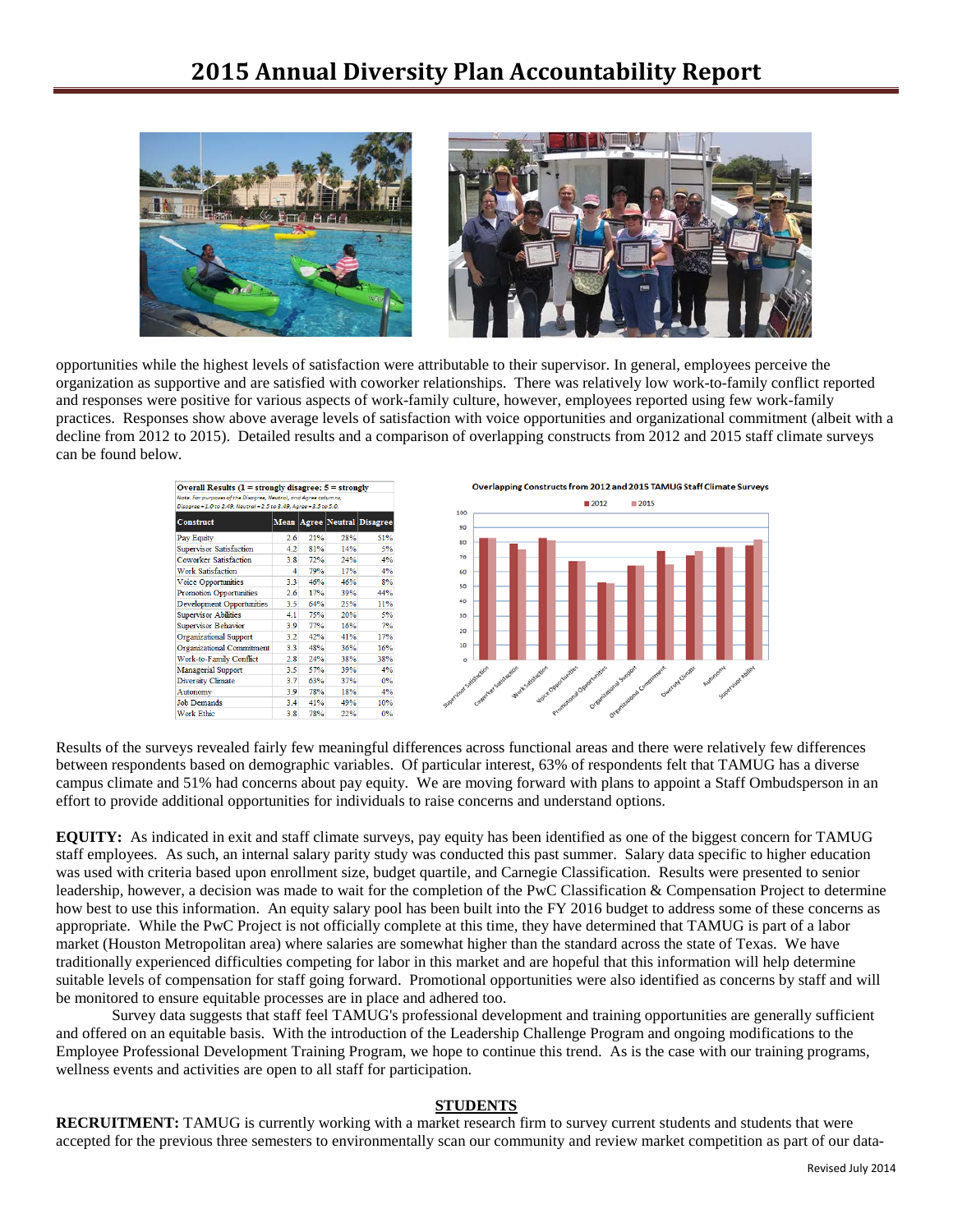opportunities while the highest levels of satisfaction were attributable to their supervisor. In general, employees perceive the organization as supportive and are satisfied with coworker relationships. There was relatively low work-to-family conflict reported and responses were positive for various aspects of work-family culture, however, employees reported using few work-family practices. Responses show above average levels of satisfaction with voice opportunities and organizational commitment (albeit with a decline from 2012 to 2015). Detailed results and a comparison of overlapping constructs from 2012 and 2015 staff climate surveys can be found below.

**Overall Results (1 = strongly disagree; 5 = strongly**

*Note. For purposes of the Disagree, Neutral, and Agree columns, Disagree = 1.0 to 2.49, Neutral = 2.5 to 3.49, Agree = 3.5 to 5.0.*

| Construct | Mean | Agree | Neutral | Disagree |
|---|---|---|---|---|
| Pay Equity | 2.6 | 21% | 28% | 51% |
| Supervisor Satisfaction | 4.2 | 81% | 14% | 5% |
| Coworker Satisfaction | 3.8 | 72% | 24% | 4% |
| Work Satisfaction | 4 | 79% | 17% | 4% |
| Voice Opportunities | 3.3 | 46% | 46% | 8% |
| Promotion Opportunities | 2.6 | 17% | 39% | 44% |
| Development Opportunities | 3.5 | 64% | 25% | 11% |
| Supervisor Abilities | 4.1 | 75% | 20% | 5% |
| Supervisor Behavior | 3.9 | 77% | 16% | 7% |
| Organizational Support | 3.2 | 42% | 41% | 17% |
| Organizational Commitment | 3.3 | 48% | 36% | 16% |
| Work-to-Family Conflict | 2.8 | 24% | 38% | 38% |
| Managerial Support | 3.5 | 57% | 39% | 4% |
| Diversity Climate | 3.7 | 63% | 37% | 0% |
| Autonomy | 3.9 | 78% | 18% | 4% |
| Job Demands | 3.4 | 41% | 49% | 10% |
| Work Ethic | 3.8 | 78% | 22% | 0% |

**Overlapping Constructs from 2012 and 2015 TAMUG Staff Climate Surveys**

(Bar chart, 2012 vs. 2015: Supervisor Satisfaction, Coworker Satisfaction, Work Satisfaction, Voice Opportunities, Promotional Opportunities, Organizational Support, Organizational Commitment, Diversity Climate, Autonomy, Supervisor Ability)

Results of the surveys revealed fairly few meaningful differences across functional areas and there were relatively few differences between respondents based on demographic variables. Of particular interest, 63% of respondents felt that TAMUG has a diverse campus climate and 51% had concerns about pay equity. We are moving forward with plans to appoint a Staff Ombudsperson in an effort to provide additional opportunities for individuals to raise concerns and understand options.

**EQUITY:** As indicated in exit and staff climate surveys, pay equity has been identified as one of the biggest concern for TAMUG staff employees. As such, an internal salary parity study was conducted this past summer. Salary data specific to higher education was used with criteria based upon enrollment size, budget quartile, and Carnegie Classification. Results were presented to senior leadership, however, a decision was made to wait for the completion of the PwC Classification & Compensation Project to determine how best to use this information. An equity salary pool has been built into the FY 2016 budget to address some of these concerns as appropriate. While the PwC Project is not officially complete at this time, they have determined that TAMUG is part of a labor market (Houston Metropolitan area) where salaries are somewhat higher than the standard across the state of Texas. We have traditionally experienced difficulties competing for labor in this market and are hopeful that this information will help determine suitable levels of compensation for staff going forward. Promotional opportunities were also identified as concerns by staff and will be monitored to ensure equitable processes are in place and adhered too.

Survey data suggests that staff feel TAMUG's professional development and training opportunities are generally sufficient and offered on an equitable basis. With the introduction of the Leadership Challenge Program and ongoing modifications to the Employee Professional Development Training Program, we hope to continue this trend. As is the case with our training programs, wellness events and activities are open to all staff for participation.

## STUDENTS

**RECRUITMENT:** TAMUG is currently working with a market research firm to survey current students and students that were accepted for the previous three semesters to environmentally scan our community and review market competition as part of our data-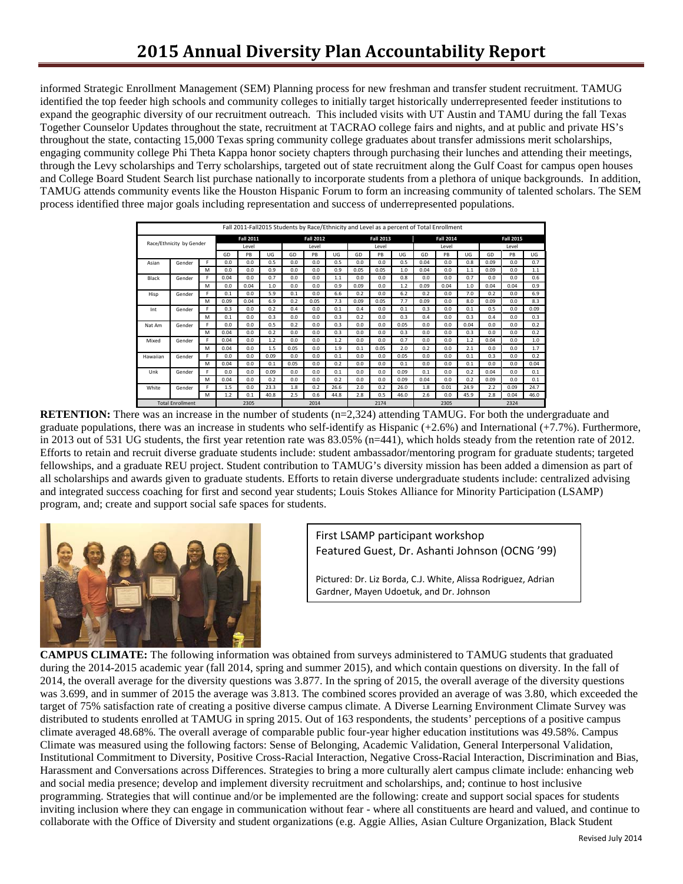informed Strategic Enrollment Management (SEM) Planning process for new freshman and transfer student recruitment. TAMUG identified the top feeder high schools and community colleges to initially target historically underrepresented feeder institutions to expand the geographic diversity of our recruitment outreach. This included visits with UT Austin and TAMU during the fall Texas Together Counselor Updates throughout the state, recruitment at TACRAO college fairs and nights, and at public and private HS's throughout the state, contacting 15,000 Texas spring community college graduates about transfer admissions merit scholarships, engaging community college Phi Theta Kappa honor society chapters through purchasing their lunches and attending their meetings, through the Levy scholarships and Terry scholarships, targeted out of state recruitment along the Gulf Coast for campus open houses and College Board Student Search list purchase nationally to incorporate students from a plethora of unique backgrounds. In addition, TAMUG attends community events like the Houston Hispanic Forum to form an increasing community of talented scholars. The SEM process identified three major goals including representation and success of underrepresented populations.

| Fall 2011-Fall2015 Students by Race/Ethnicity and Level as a percent of Total Enrollment | | | | | | | | | | | | | | | | | |
|---|---|---|---|---|---|---|---|---|---|---|---|---|---|---|---|---|---|
| Race/Ethnicity by Gender | | | Fall 2011 | | | Fall 2012 | | | Fall 2013 | | | Fall 2014 | | | Fall 2015 | | |
| | | | Level | | | Level | | | Level | | | Level | | | Level | | |
| | | | GD | PB | UG | GD | PB | UG | GD | PB | UG | GD | PB | UG | GD | PB | UG |
| Asian | Gender | F | 0.0 | 0.0 | 0.5 | 0.0 | 0.0 | 0.5 | 0.0 | 0.0 | 0.5 | 0.04 | 0.0 | 0.8 | 0.09 | 0.0 | 0.7 |
| | | M | 0.0 | 0.0 | 0.9 | 0.0 | 0.0 | 0.9 | 0.05 | 0.05 | 1.0 | 0.04 | 0.0 | 1.1 | 0.09 | 0.0 | 1.1 |
| Black | Gender | F | 0.04 | 0.0 | 0.7 | 0.0 | 0.0 | 1.1 | 0.0 | 0.0 | 0.8 | 0.0 | 0.0 | 0.7 | 0.0 | 0.0 | 0.6 |
| | | M | 0.0 | 0.04 | 1.0 | 0.0 | 0.0 | 0.9 | 0.09 | 0.0 | 1.2 | 0.09 | 0.04 | 1.0 | 0.04 | 0.04 | 0.9 |
| Hisp | Gender | F | 0.1 | 0.0 | 5.9 | 0.1 | 0.0 | 6.6 | 0.2 | 0.0 | 6.2 | 0.2 | 0.0 | 7.0 | 0.2 | 0.0 | 6.9 |
| | | M | 0.09 | 0.04 | 6.9 | 0.2 | 0.05 | 7.3 | 0.09 | 0.05 | 7.7 | 0.09 | 0.0 | 8.0 | 0.09 | 0.0 | 8.3 |
| Int | Gender | F | 0.3 | 0.0 | 0.2 | 0.4 | 0.0 | 0.1 | 0.4 | 0.0 | 0.1 | 0.3 | 0.0 | 0.1 | 0.5 | 0.0 | 0.09 |
| | | M | 0.1 | 0.0 | 0.3 | 0.0 | 0.0 | 0.3 | 0.2 | 0.0 | 0.3 | 0.4 | 0.0 | 0.3 | 0.4 | 0.0 | 0.3 |
| Nat Am | Gender | F | 0.0 | 0.0 | 0.5 | 0.2 | 0.0 | 0.3 | 0.0 | 0.0 | 0.05 | 0.0 | 0.0 | 0.04 | 0.0 | 0.0 | 0.2 |
| | | M | 0.04 | 0.0 | 0.2 | 0.0 | 0.0 | 0.3 | 0.0 | 0.0 | 0.3 | 0.0 | 0.0 | 0.3 | 0.0 | 0.0 | 0.2 |
| Mixed | Gender | F | 0.04 | 0.0 | 1.2 | 0.0 | 0.0 | 1.2 | 0.0 | 0.0 | 0.7 | 0.0 | 0.0 | 1.2 | 0.04 | 0.0 | 1.0 |
| | | M | 0.04 | 0.0 | 1.5 | 0.05 | 0.0 | 1.9 | 0.1 | 0.05 | 2.0 | 0.2 | 0.0 | 2.1 | 0.0 | 0.0 | 1.7 |
| Hawaiian | Gender | F | 0.0 | 0.0 | 0.09 | 0.0 | 0.0 | 0.1 | 0.0 | 0.0 | 0.05 | 0.0 | 0.0 | 0.1 | 0.3 | 0.0 | 0.2 |
| | | M | 0.04 | 0.0 | 0.1 | 0.05 | 0.0 | 0.2 | 0.0 | 0.0 | 0.1 | 0.0 | 0.0 | 0.1 | 0.0 | 0.0 | 0.04 |
| Unk | Gender | F | 0.0 | 0.0 | 0.09 | 0.0 | 0.0 | 0.1 | 0.0 | 0.0 | 0.09 | 0.1 | 0.0 | 0.2 | 0.04 | 0.0 | 0.1 |
| | | M | 0.04 | 0.0 | 0.2 | 0.0 | 0.0 | 0.2 | 0.0 | 0.0 | 0.09 | 0.04 | 0.0 | 0.2 | 0.09 | 0.0 | 0.1 |
| White | Gender | F | 1.5 | 0.0 | 23.3 | 1.8 | 0.2 | 26.6 | 2.0 | 0.2 | 26.0 | 1.8 | 0.01 | 24.9 | 2.2 | 0.09 | 24.7 |
| | | M | 1.2 | 0.1 | 40.8 | 2.5 | 0.6 | 44.8 | 2.8 | 0.5 | 46.0 | 2.6 | 0.0 | 45.9 | 2.8 | 0.04 | 46.0 |
| Total Enrollment | | | 2305 | | | 2014 | | | 2174 | | | 2305 | | | 2324 | | |

**RETENTION:** There was an increase in the number of students (n=2,324) attending TAMUG. For both the undergraduate and graduate populations, there was an increase in students who self-identify as Hispanic (+2.6%) and International (+7.7%). Furthermore, in 2013 out of 531 UG students, the first year retention rate was 83.05% (n=441), which holds steady from the retention rate of 2012. Efforts to retain and recruit diverse graduate students include: student ambassador/mentoring program for graduate students; targeted fellowships, and a graduate REU project. Student contribution to TAMUG's diversity mission has been added a dimension as part of all scholarships and awards given to graduate students. Efforts to retain diverse undergraduate students include: centralized advising and integrated success coaching for first and second year students; Louis Stokes Alliance for Minority Participation (LSAMP) program, and; create and support social safe spaces for students.

First LSAMP participant workshop
Featured Guest, Dr. Ashanti Johnson (OCNG '99)

Pictured: Dr. Liz Borda, C.J. White, Alissa Rodriguez, Adrian Gardner, Mayen Udoetuk, and Dr. Johnson

**CAMPUS CLIMATE:** The following information was obtained from surveys administered to TAMUG students that graduated during the 2014-2015 academic year (fall 2014, spring and summer 2015), and which contain questions on diversity. In the fall of 2014, the overall average for the diversity questions was 3.877. In the spring of 2015, the overall average of the diversity questions was 3.699, and in summer of 2015 the average was 3.813. The combined scores provided an average of was 3.80, which exceeded the target of 75% satisfaction rate of creating a positive diverse campus climate. A Diverse Learning Environment Climate Survey was distributed to students enrolled at TAMUG in spring 2015. Out of 163 respondents, the students' perceptions of a positive campus climate averaged 48.68%. The overall average of comparable public four-year higher education institutions was 49.58%. Campus Climate was measured using the following factors: Sense of Belonging, Academic Validation, General Interpersonal Validation, Institutional Commitment to Diversity, Positive Cross-Racial Interaction, Negative Cross-Racial Interaction, Discrimination and Bias, Harassment and Conversations across Differences. Strategies to bring a more culturally alert campus climate include: enhancing web and social media presence; develop and implement diversity recruitment and scholarships, and; continue to host inclusive programming. Strategies that will continue and/or be implemented are the following: create and support social spaces for students inviting inclusion where they can engage in communication without fear - where all constituents are heard and valued, and continue to collaborate with the Office of Diversity and student organizations (e.g. Aggie Allies, Asian Culture Organization, Black Student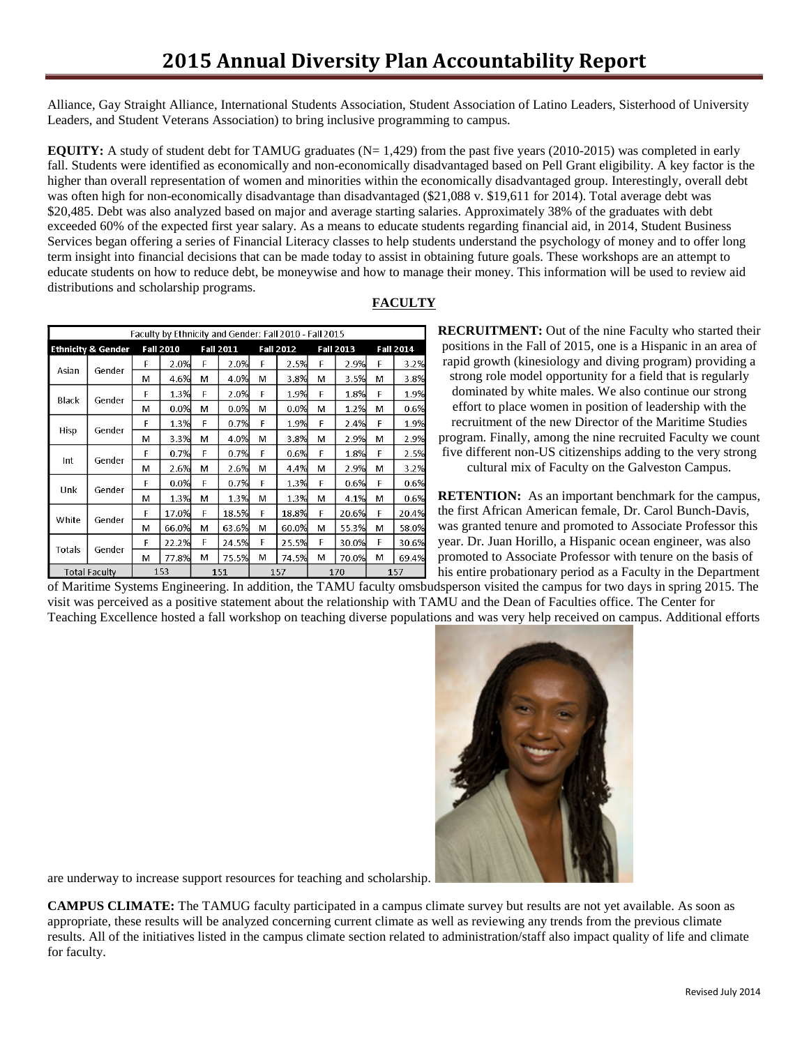Alliance, Gay Straight Alliance, International Students Association, Student Association of Latino Leaders, Sisterhood of University Leaders, and Student Veterans Association) to bring inclusive programming to campus.

**EQUITY:** A study of student debt for TAMUG graduates (N= 1,429) from the past five years (2010-2015) was completed in early fall. Students were identified as economically and non-economically disadvantaged based on Pell Grant eligibility. A key factor is the higher than overall representation of women and minorities within the economically disadvantaged group. Interestingly, overall debt was often high for non-economically disadvantage than disadvantaged ($21,088 v. $19,611 for 2014). Total average debt was $20,485. Debt was also analyzed based on major and average starting salaries. Approximately 38% of the graduates with debt exceeded 60% of the expected first year salary. As a means to educate students regarding financial aid, in 2014, Student Business Services began offering a series of Financial Literacy classes to help students understand the psychology of money and to offer long term insight into financial decisions that can be made today to assist in obtaining future goals. These workshops are an attempt to educate students on how to reduce debt, be moneywise and how to manage their money. This information will be used to review aid distributions and scholarship programs.

## FACULTY

Faculty by Ethnicity and Gender: Fall 2010 - Fall 2015

| Ethnicity & Gender | | Fall 2010 | | Fall 2011 | | Fall 2012 | | Fall 2013 | | Fall 2014 | |
|---|---|---|---|---|---|---|---|---|---|---|---|
| Asian | Gender | F | 2.0% | F | 2.0% | F | 2.5% | F | 2.9% | F | 3.2% |
| | | M | 4.6% | M | 4.0% | M | 3.8% | M | 3.5% | M | 3.8% |
| Black | Gender | F | 1.3% | F | 2.0% | F | 1.9% | F | 1.8% | F | 1.9% |
| | | M | 0.0% | M | 0.0% | M | 0.0% | M | 1.2% | M | 0.6% |
| Hisp | Gender | F | 1.3% | F | 0.7% | F | 1.9% | F | 2.4% | F | 1.9% |
| | | M | 3.3% | M | 4.0% | M | 3.8% | M | 2.9% | M | 2.9% |
| Int | Gender | F | 0.7% | F | 0.7% | F | 0.6% | F | 1.8% | F | 2.5% |
| | | M | 2.6% | M | 2.6% | M | 4.4% | M | 2.9% | M | 3.2% |
| Unk | Gender | F | 0.0% | F | 0.7% | F | 1.3% | F | 0.6% | F | 0.6% |
| | | M | 1.3% | M | 1.3% | M | 1.3% | M | 4.1% | M | 0.6% |
| White | Gender | F | 17.0% | F | 18.5% | F | 18.8% | F | 20.6% | F | 20.4% |
| | | M | 66.0% | M | 63.6% | M | 60.0% | M | 55.3% | M | 58.0% |
| Totals | Gender | F | 22.2% | F | 24.5% | F | 25.5% | F | 30.0% | F | 30.6% |
| | | M | 77.8% | M | 75.5% | M | 74.5% | M | 70.0% | M | 69.4% |
| Total Faculty | | 153 | | 151 | | 157 | | 170 | | 157 | |

**RECRUITMENT:** Out of the nine Faculty who started their positions in the Fall of 2015, one is a Hispanic in an area of rapid growth (kinesiology and diving program) providing a strong role model opportunity for a field that is regularly dominated by white males. We also continue our strong effort to place women in position of leadership with the recruitment of the new Director of the Maritime Studies program. Finally, among the nine recruited Faculty we count five different non-US citizenships adding to the very strong cultural mix of Faculty on the Galveston Campus.

**RETENTION:** As an important benchmark for the campus, the first African American female, Dr. Carol Bunch-Davis, was granted tenure and promoted to Associate Professor this year. Dr. Juan Horillo, a Hispanic ocean engineer, was also promoted to Associate Professor with tenure on the basis of his entire probationary period as a Faculty in the Department of Maritime Systems Engineering. In addition, the TAMU faculty omsbudsperson visited the campus for two days in spring 2015. The visit was perceived as a positive statement about the relationship with TAMU and the Dean of Faculties office. The Center for Teaching Excellence hosted a fall workshop on teaching diverse populations and was very help received on campus. Additional efforts are underway to increase support resources for teaching and scholarship.

**CAMPUS CLIMATE:** The TAMUG faculty participated in a campus climate survey but results are not yet available. As soon as appropriate, these results will be analyzed concerning current climate as well as reviewing any trends from the previous climate results. All of the initiatives listed in the campus climate section related to administration/staff also impact quality of life and climate for faculty.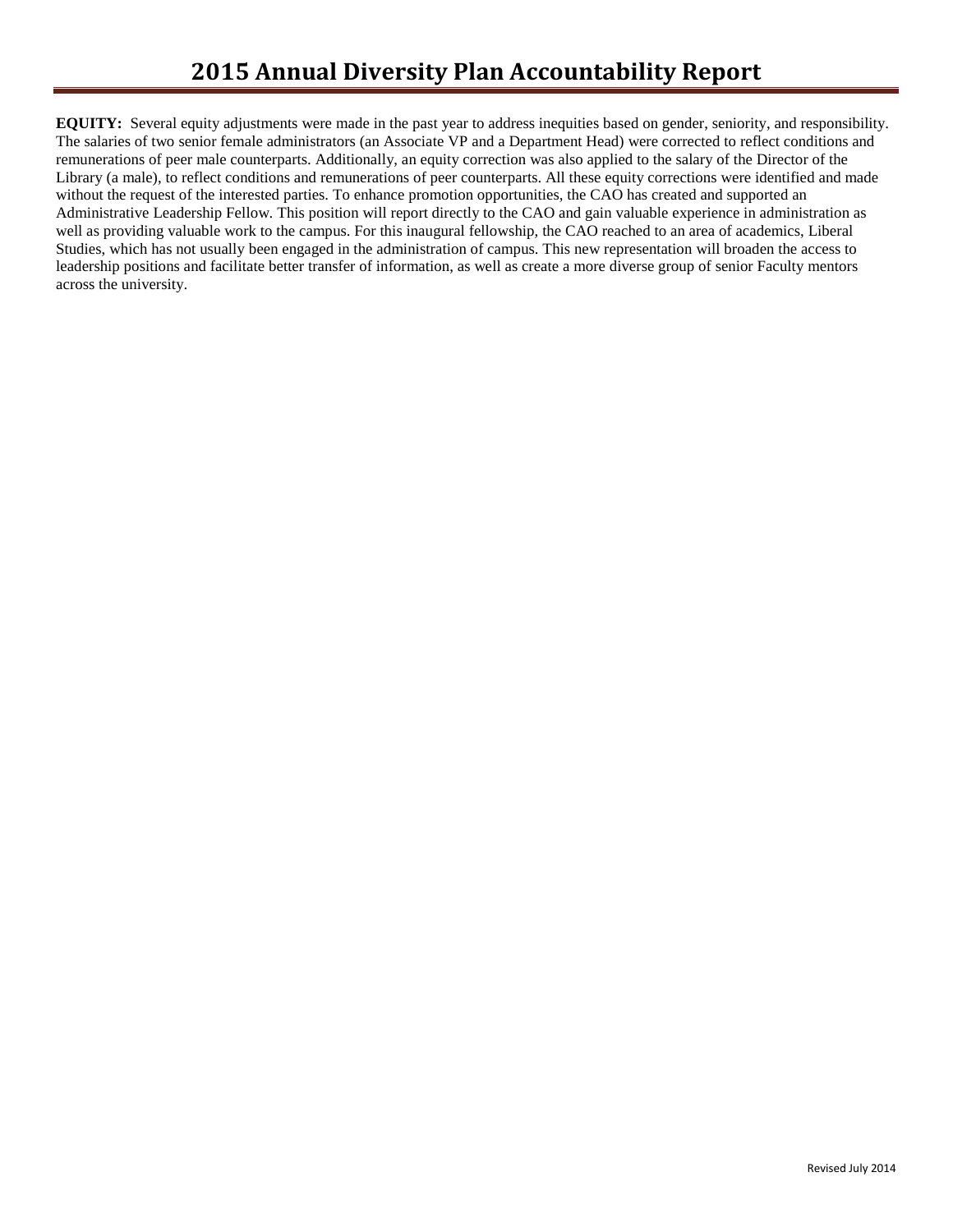**EQUITY:** Several equity adjustments were made in the past year to address inequities based on gender, seniority, and responsibility. The salaries of two senior female administrators (an Associate VP and a Department Head) were corrected to reflect conditions and remunerations of peer male counterparts. Additionally, an equity correction was also applied to the salary of the Director of the Library (a male), to reflect conditions and remunerations of peer counterparts. All these equity corrections were identified and made without the request of the interested parties. To enhance promotion opportunities, the CAO has created and supported an Administrative Leadership Fellow. This position will report directly to the CAO and gain valuable experience in administration as well as providing valuable work to the campus. For this inaugural fellowship, the CAO reached to an area of academics, Liberal Studies, which has not usually been engaged in the administration of campus. This new representation will broaden the access to leadership positions and facilitate better transfer of information, as well as create a more diverse group of senior Faculty mentors across the university.